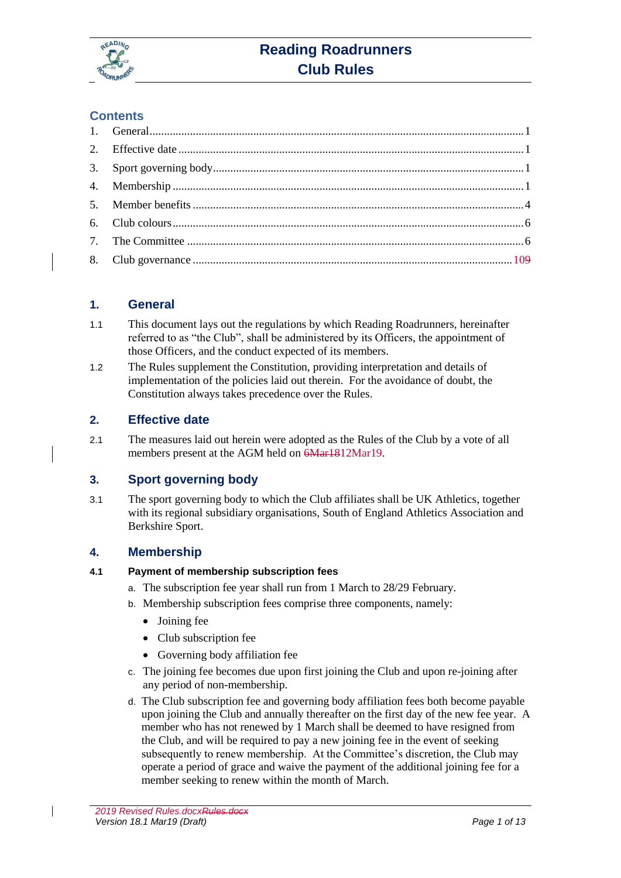# Reading Roadrunners Club Rules

## Contents

1. General ........ 1
2. Effective date ........ 1
3. Sport governing body ........ 1
4. Membership ........ 1
5. Member benefits ........ 4
6. Club colours ........ 6
7. The Committee ........ 6
8. Club governance ........ 109

## 1. General

1.1 This document lays out the regulations by which Reading Roadrunners, hereinafter referred to as "the Club", shall be administered by its Officers, the appointment of those Officers, and the conduct expected of its members.

1.2 The Rules supplement the Constitution, providing interpretation and details of implementation of the policies laid out therein. For the avoidance of doubt, the Constitution always takes precedence over the Rules.

## 2. Effective date

2.1 The measures laid out herein were adopted as the Rules of the Club by a vote of all members present at the AGM held on ~~6Mar18~~12Mar19.

## 3. Sport governing body

3.1 The sport governing body to which the Club affiliates shall be UK Athletics, together with its regional subsidiary organisations, South of England Athletics Association and Berkshire Sport.

## 4. Membership

### 4.1 Payment of membership subscription fees

a. The subscription fee year shall run from 1 March to 28/29 February.

b. Membership subscription fees comprise three components, namely:
   - Joining fee
   - Club subscription fee
   - Governing body affiliation fee

c. The joining fee becomes due upon first joining the Club and upon re-joining after any period of non-membership.

d. The Club subscription fee and governing body affiliation fees both become payable upon joining the Club and annually thereafter on the first day of the new fee year. A member who has not renewed by 1 March shall be deemed to have resigned from the Club, and will be required to pay a new joining fee in the event of seeking subsequently to renew membership. At the Committee's discretion, the Club may operate a period of grace and waive the payment of the additional joining fee for a member seeking to renew within the month of March.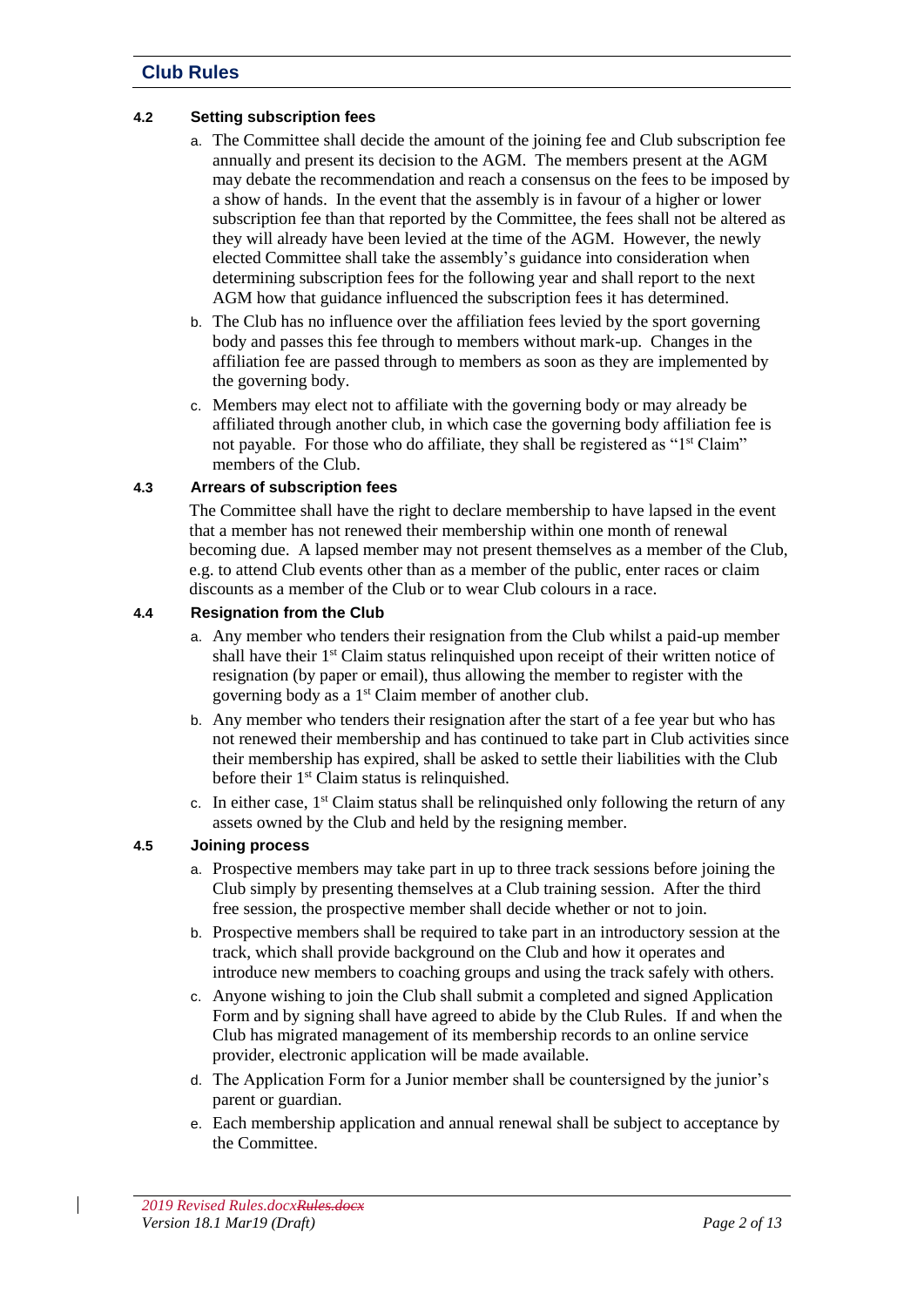#### 4.2 Setting subscription fees

a. The Committee shall decide the amount of the joining fee and Club subscription fee annually and present its decision to the AGM. The members present at the AGM may debate the recommendation and reach a consensus on the fees to be imposed by a show of hands. In the event that the assembly is in favour of a higher or lower subscription fee than that reported by the Committee, the fees shall not be altered as they will already have been levied at the time of the AGM. However, the newly elected Committee shall take the assembly's guidance into consideration when determining subscription fees for the following year and shall report to the next AGM how that guidance influenced the subscription fees it has determined.

b. The Club has no influence over the affiliation fees levied by the sport governing body and passes this fee through to members without mark-up. Changes in the affiliation fee are passed through to members as soon as they are implemented by the governing body.

c. Members may elect not to affiliate with the governing body or may already be affiliated through another club, in which case the governing body affiliation fee is not payable. For those who do affiliate, they shall be registered as "1st Claim" members of the Club.

#### 4.3 Arrears of subscription fees

The Committee shall have the right to declare membership to have lapsed in the event that a member has not renewed their membership within one month of renewal becoming due. A lapsed member may not present themselves as a member of the Club, e.g. to attend Club events other than as a member of the public, enter races or claim discounts as a member of the Club or to wear Club colours in a race.

#### 4.4 Resignation from the Club

a. Any member who tenders their resignation from the Club whilst a paid-up member shall have their 1st Claim status relinquished upon receipt of their written notice of resignation (by paper or email), thus allowing the member to register with the governing body as a 1st Claim member of another club.

b. Any member who tenders their resignation after the start of a fee year but who has not renewed their membership and has continued to take part in Club activities since their membership has expired, shall be asked to settle their liabilities with the Club before their 1st Claim status is relinquished.

c. In either case, 1st Claim status shall be relinquished only following the return of any assets owned by the Club and held by the resigning member.

#### 4.5 Joining process

a. Prospective members may take part in up to three track sessions before joining the Club simply by presenting themselves at a Club training session. After the third free session, the prospective member shall decide whether or not to join.

b. Prospective members shall be required to take part in an introductory session at the track, which shall provide background on the Club and how it operates and introduce new members to coaching groups and using the track safely with others.

c. Anyone wishing to join the Club shall submit a completed and signed Application Form and by signing shall have agreed to abide by the Club Rules. If and when the Club has migrated management of its membership records to an online service provider, electronic application will be made available.

d. The Application Form for a Junior member shall be countersigned by the junior's parent or guardian.

e. Each membership application and annual renewal shall be subject to acceptance by the Committee.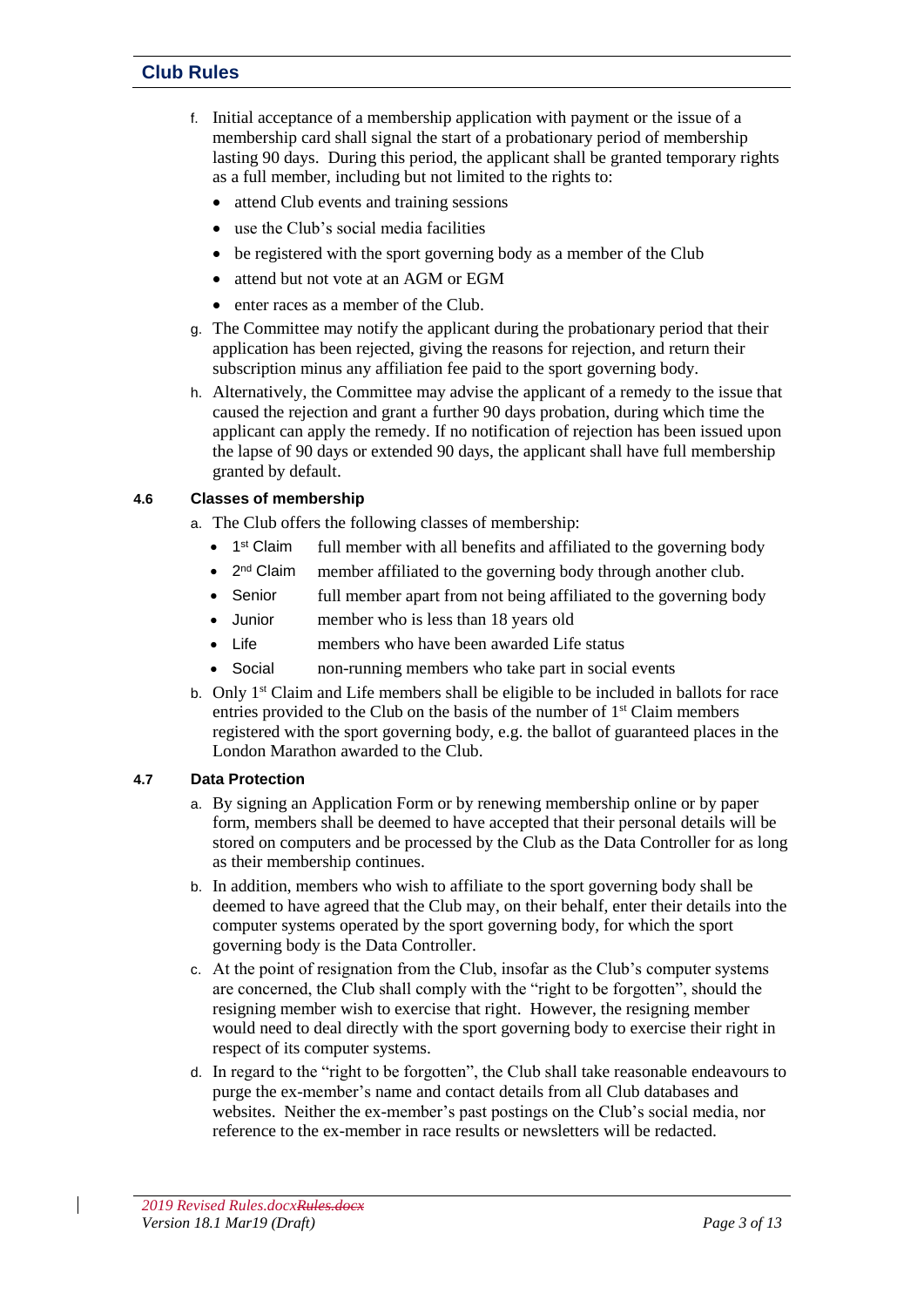f. Initial acceptance of a membership application with payment or the issue of a membership card shall signal the start of a probationary period of membership lasting 90 days. During this period, the applicant shall be granted temporary rights as a full member, including but not limited to the rights to:

- attend Club events and training sessions
- use the Club's social media facilities
- be registered with the sport governing body as a member of the Club
- attend but not vote at an AGM or EGM
- enter races as a member of the Club.

g. The Committee may notify the applicant during the probationary period that their application has been rejected, giving the reasons for rejection, and return their subscription minus any affiliation fee paid to the sport governing body.

h. Alternatively, the Committee may advise the applicant of a remedy to the issue that caused the rejection and grant a further 90 days probation, during which time the applicant can apply the remedy. If no notification of rejection has been issued upon the lapse of 90 days or extended 90 days, the applicant shall have full membership granted by default.

### 4.6 Classes of membership

a. The Club offers the following classes of membership:

- 1st Claim — full member with all benefits and affiliated to the governing body
- 2nd Claim — member affiliated to the governing body through another club.
- Senior — full member apart from not being affiliated to the governing body
- Junior — member who is less than 18 years old
- Life — members who have been awarded Life status
- Social — non-running members who take part in social events

b. Only 1st Claim and Life members shall be eligible to be included in ballots for race entries provided to the Club on the basis of the number of 1st Claim members registered with the sport governing body, e.g. the ballot of guaranteed places in the London Marathon awarded to the Club.

### 4.7 Data Protection

a. By signing an Application Form or by renewing membership online or by paper form, members shall be deemed to have accepted that their personal details will be stored on computers and be processed by the Club as the Data Controller for as long as their membership continues.

b. In addition, members who wish to affiliate to the sport governing body shall be deemed to have agreed that the Club may, on their behalf, enter their details into the computer systems operated by the sport governing body, for which the sport governing body is the Data Controller.

c. At the point of resignation from the Club, insofar as the Club's computer systems are concerned, the Club shall comply with the "right to be forgotten", should the resigning member wish to exercise that right. However, the resigning member would need to deal directly with the sport governing body to exercise their right in respect of its computer systems.

d. In regard to the "right to be forgotten", the Club shall take reasonable endeavours to purge the ex-member's name and contact details from all Club databases and websites. Neither the ex-member's past postings on the Club's social media, nor reference to the ex-member in race results or newsletters will be redacted.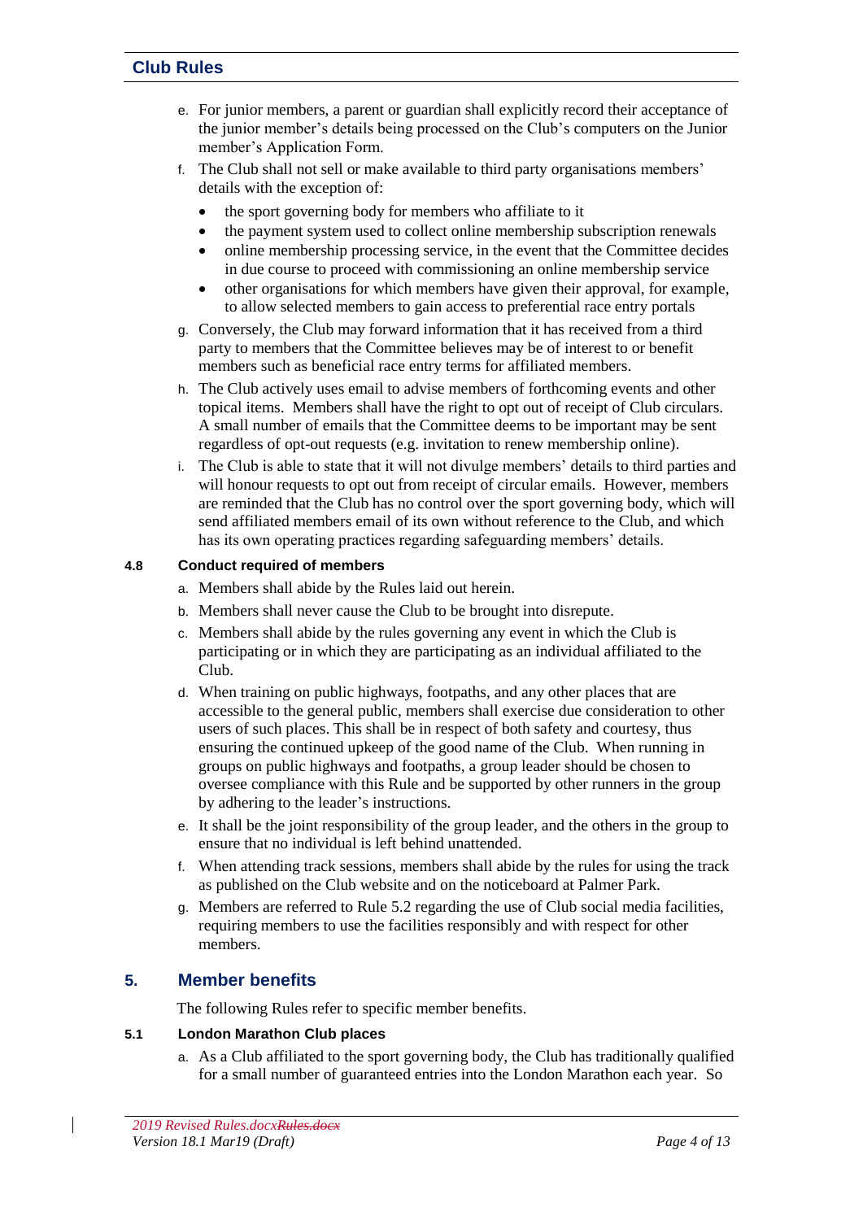e. For junior members, a parent or guardian shall explicitly record their acceptance of the junior member's details being processed on the Club's computers on the Junior member's Application Form.

f. The Club shall not sell or make available to third party organisations members' details with the exception of:

   - the sport governing body for members who affiliate to it
   - the payment system used to collect online membership subscription renewals
   - online membership processing service, in the event that the Committee decides in due course to proceed with commissioning an online membership service
   - other organisations for which members have given their approval, for example, to allow selected members to gain access to preferential race entry portals

g. Conversely, the Club may forward information that it has received from a third party to members that the Committee believes may be of interest to or benefit members such as beneficial race entry terms for affiliated members.

h. The Club actively uses email to advise members of forthcoming events and other topical items. Members shall have the right to opt out of receipt of Club circulars. A small number of emails that the Committee deems to be important may be sent regardless of opt-out requests (e.g. invitation to renew membership online).

i. The Club is able to state that it will not divulge members' details to third parties and will honour requests to opt out from receipt of circular emails. However, members are reminded that the Club has no control over the sport governing body, which will send affiliated members email of its own without reference to the Club, and which has its own operating practices regarding safeguarding members' details.

### 4.8 Conduct required of members

a. Members shall abide by the Rules laid out herein.

b. Members shall never cause the Club to be brought into disrepute.

c. Members shall abide by the rules governing any event in which the Club is participating or in which they are participating as an individual affiliated to the Club.

d. When training on public highways, footpaths, and any other places that are accessible to the general public, members shall exercise due consideration to other users of such places. This shall be in respect of both safety and courtesy, thus ensuring the continued upkeep of the good name of the Club. When running in groups on public highways and footpaths, a group leader should be chosen to oversee compliance with this Rule and be supported by other runners in the group by adhering to the leader's instructions.

e. It shall be the joint responsibility of the group leader, and the others in the group to ensure that no individual is left behind unattended.

f. When attending track sessions, members shall abide by the rules for using the track as published on the Club website and on the noticeboard at Palmer Park.

g. Members are referred to Rule 5.2 regarding the use of Club social media facilities, requiring members to use the facilities responsibly and with respect for other members.

## 5. Member benefits

The following Rules refer to specific member benefits.

### 5.1 London Marathon Club places

a. As a Club affiliated to the sport governing body, the Club has traditionally qualified for a small number of guaranteed entries into the London Marathon each year. So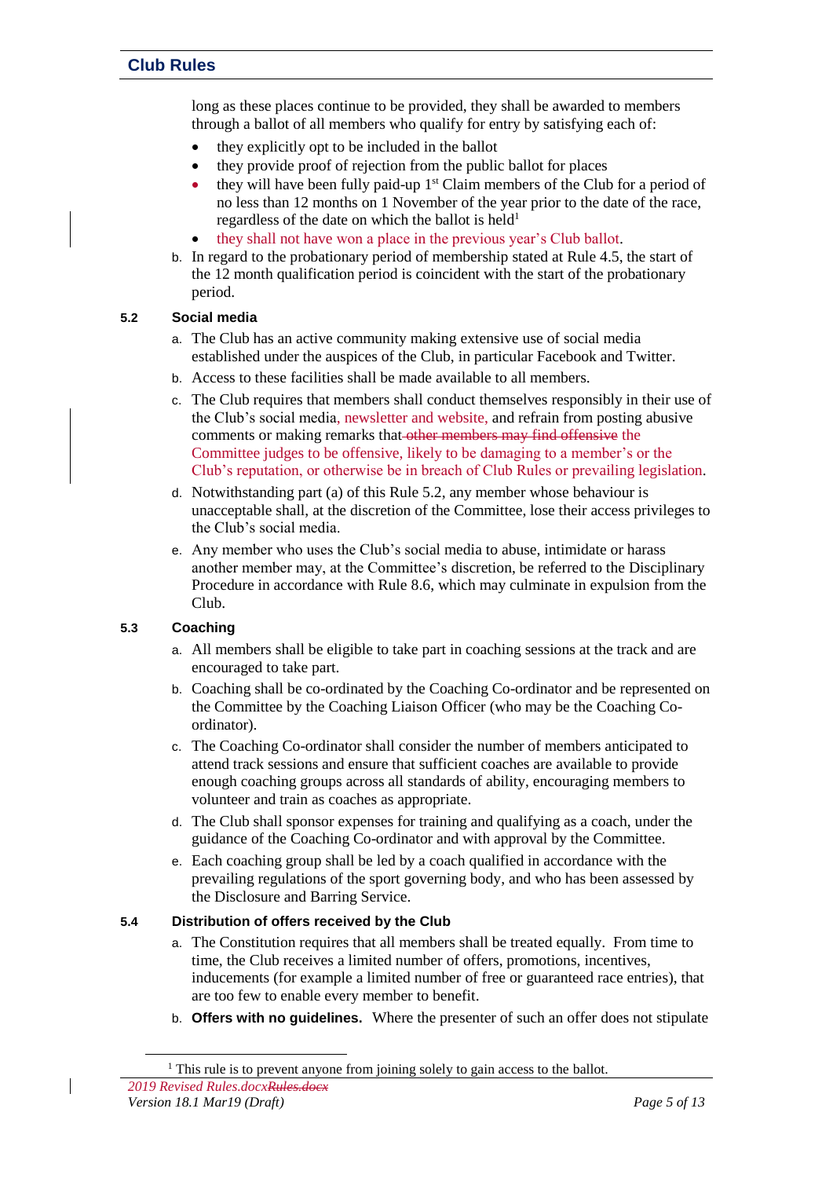long as these places continue to be provided, they shall be awarded to members through a ballot of all members who qualify for entry by satisfying each of:

- they explicitly opt to be included in the ballot
- they provide proof of rejection from the public ballot for places
- they will have been fully paid-up 1st Claim members of the Club for a period of no less than 12 months on 1 November of the year prior to the date of the race, regardless of the date on which the ballot is held[1]
- they shall not have won a place in the previous year's Club ballot.

b. In regard to the probationary period of membership stated at Rule 4.5, the start of the 12 month qualification period is coincident with the start of the probationary period.

### 5.2 Social media

a. The Club has an active community making extensive use of social media established under the auspices of the Club, in particular Facebook and Twitter.

b. Access to these facilities shall be made available to all members.

c. The Club requires that members shall conduct themselves responsibly in their use of the Club's social media, newsletter and website, and refrain from posting abusive comments or making remarks that ~~other members may find offensive~~ the Committee judges to be offensive, likely to be damaging to a member's or the Club's reputation, or otherwise be in breach of Club Rules or prevailing legislation.

d. Notwithstanding part (a) of this Rule 5.2, any member whose behaviour is unacceptable shall, at the discretion of the Committee, lose their access privileges to the Club's social media.

e. Any member who uses the Club's social media to abuse, intimidate or harass another member may, at the Committee's discretion, be referred to the Disciplinary Procedure in accordance with Rule 8.6, which may culminate in expulsion from the Club.

### 5.3 Coaching

a. All members shall be eligible to take part in coaching sessions at the track and are encouraged to take part.

b. Coaching shall be co-ordinated by the Coaching Co-ordinator and be represented on the Committee by the Coaching Liaison Officer (who may be the Coaching Co-ordinator).

c. The Coaching Co-ordinator shall consider the number of members anticipated to attend track sessions and ensure that sufficient coaches are available to provide enough coaching groups across all standards of ability, encouraging members to volunteer and train as coaches as appropriate.

d. The Club shall sponsor expenses for training and qualifying as a coach, under the guidance of the Coaching Co-ordinator and with approval by the Committee.

e. Each coaching group shall be led by a coach qualified in accordance with the prevailing regulations of the sport governing body, and who has been assessed by the Disclosure and Barring Service.

### 5.4 Distribution of offers received by the Club

a. The Constitution requires that all members shall be treated equally. From time to time, the Club receives a limited number of offers, promotions, incentives, inducements (for example a limited number of free or guaranteed race entries), that are too few to enable every member to benefit.

b. **Offers with no guidelines.** Where the presenter of such an offer does not stipulate

---

[1] This rule is to prevent anyone from joining solely to gain access to the ballot.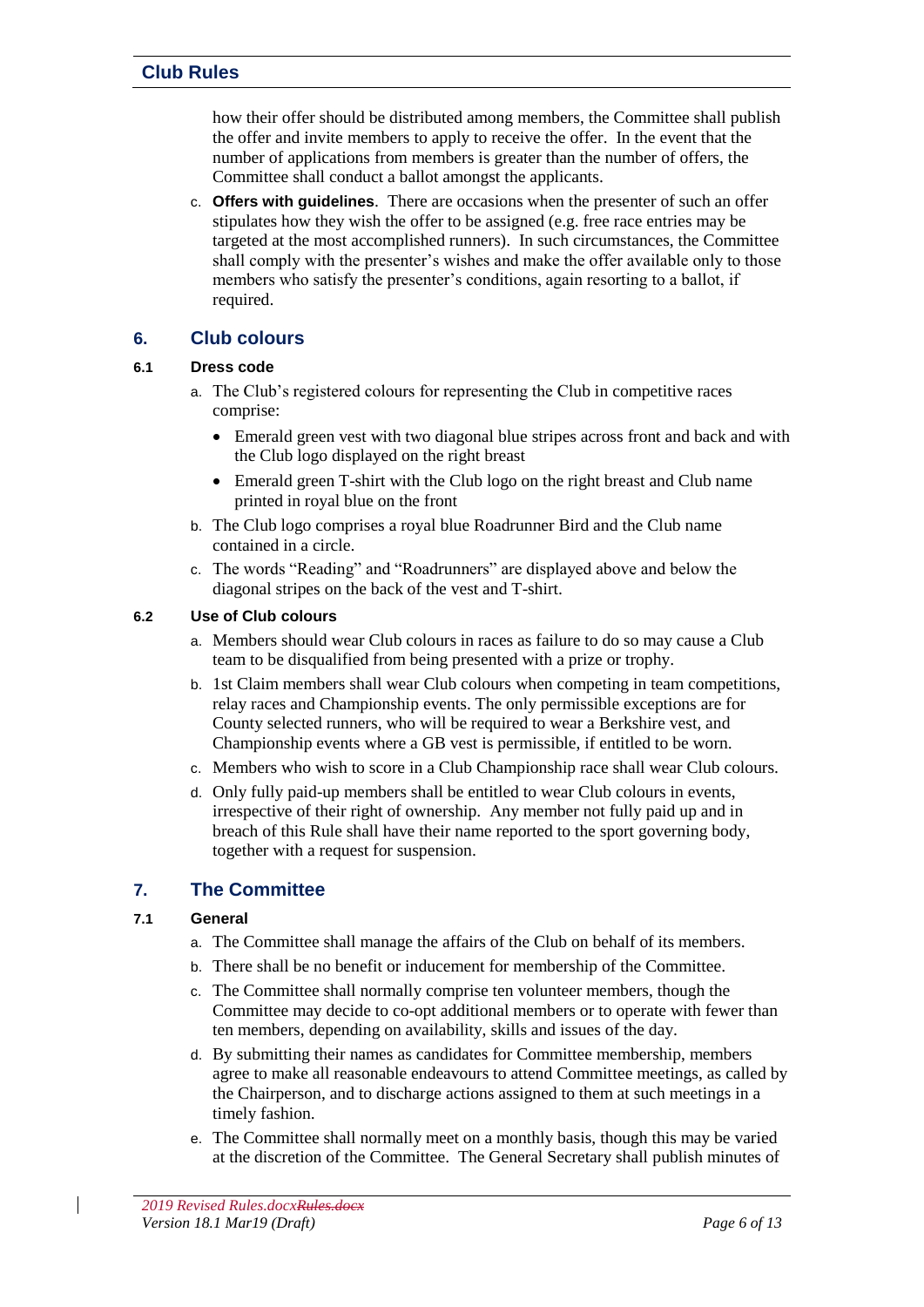how their offer should be distributed among members, the Committee shall publish the offer and invite members to apply to receive the offer. In the event that the number of applications from members is greater than the number of offers, the Committee shall conduct a ballot amongst the applicants.

c. **Offers with guidelines**. There are occasions when the presenter of such an offer stipulates how they wish the offer to be assigned (e.g. free race entries may be targeted at the most accomplished runners). In such circumstances, the Committee shall comply with the presenter's wishes and make the offer available only to those members who satisfy the presenter's conditions, again resorting to a ballot, if required.

## 6. Club colours

### 6.1 Dress code

a. The Club's registered colours for representing the Club in competitive races comprise:

- Emerald green vest with two diagonal blue stripes across front and back and with the Club logo displayed on the right breast
- Emerald green T-shirt with the Club logo on the right breast and Club name printed in royal blue on the front

b. The Club logo comprises a royal blue Roadrunner Bird and the Club name contained in a circle.

c. The words "Reading" and "Roadrunners" are displayed above and below the diagonal stripes on the back of the vest and T-shirt.

### 6.2 Use of Club colours

a. Members should wear Club colours in races as failure to do so may cause a Club team to be disqualified from being presented with a prize or trophy.

b. 1st Claim members shall wear Club colours when competing in team competitions, relay races and Championship events. The only permissible exceptions are for County selected runners, who will be required to wear a Berkshire vest, and Championship events where a GB vest is permissible, if entitled to be worn.

c. Members who wish to score in a Club Championship race shall wear Club colours.

d. Only fully paid-up members shall be entitled to wear Club colours in events, irrespective of their right of ownership. Any member not fully paid up and in breach of this Rule shall have their name reported to the sport governing body, together with a request for suspension.

## 7. The Committee

### 7.1 General

a. The Committee shall manage the affairs of the Club on behalf of its members.

b. There shall be no benefit or inducement for membership of the Committee.

c. The Committee shall normally comprise ten volunteer members, though the Committee may decide to co-opt additional members or to operate with fewer than ten members, depending on availability, skills and issues of the day.

d. By submitting their names as candidates for Committee membership, members agree to make all reasonable endeavours to attend Committee meetings, as called by the Chairperson, and to discharge actions assigned to them at such meetings in a timely fashion.

e. The Committee shall normally meet on a monthly basis, though this may be varied at the discretion of the Committee. The General Secretary shall publish minutes of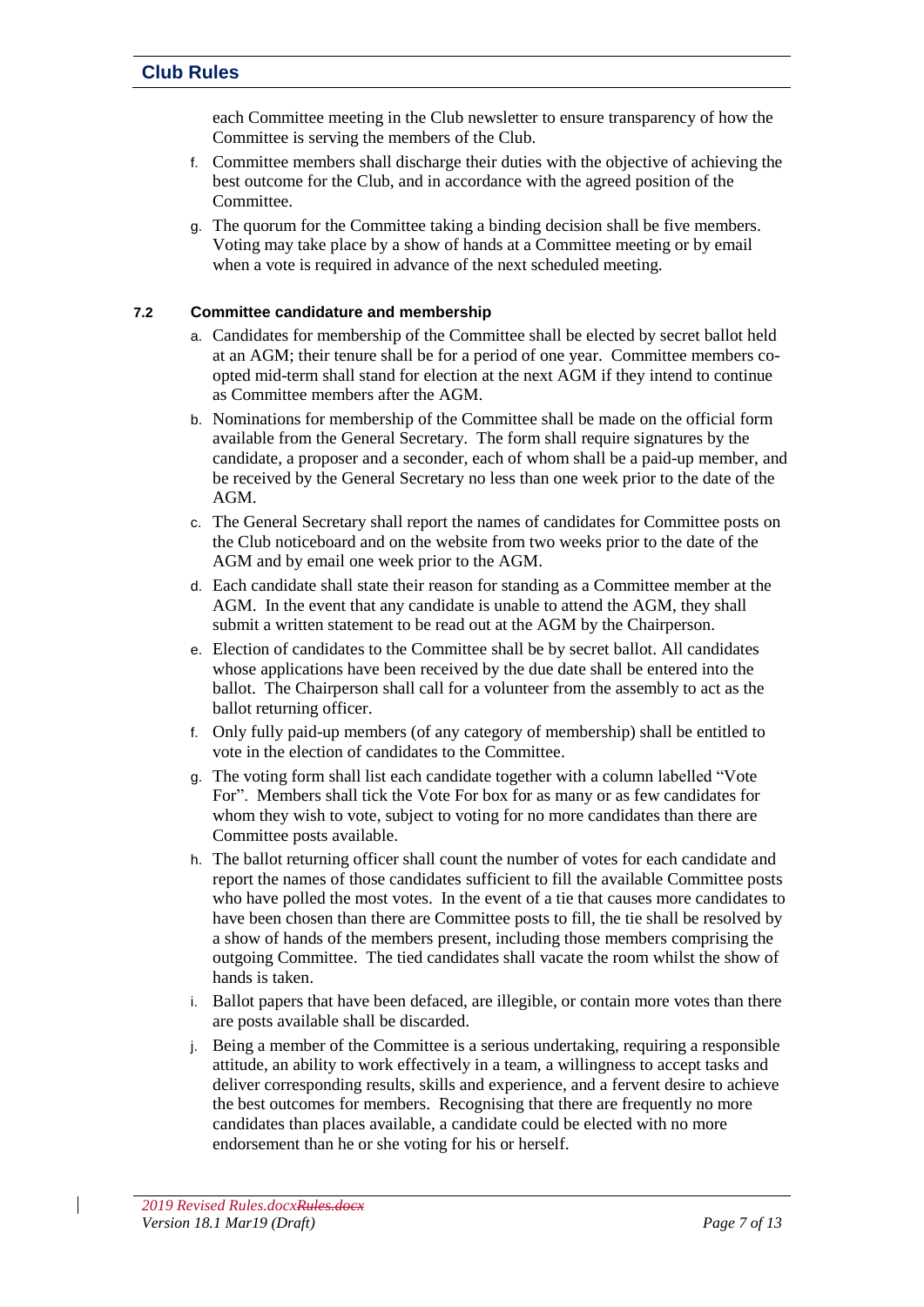each Committee meeting in the Club newsletter to ensure transparency of how the Committee is serving the members of the Club.

f. Committee members shall discharge their duties with the objective of achieving the best outcome for the Club, and in accordance with the agreed position of the Committee.

g. The quorum for the Committee taking a binding decision shall be five members. Voting may take place by a show of hands at a Committee meeting or by email when a vote is required in advance of the next scheduled meeting.

### 7.2 Committee candidature and membership

a. Candidates for membership of the Committee shall be elected by secret ballot held at an AGM; their tenure shall be for a period of one year. Committee members co-opted mid-term shall stand for election at the next AGM if they intend to continue as Committee members after the AGM.

b. Nominations for membership of the Committee shall be made on the official form available from the General Secretary. The form shall require signatures by the candidate, a proposer and a seconder, each of whom shall be a paid-up member, and be received by the General Secretary no less than one week prior to the date of the AGM.

c. The General Secretary shall report the names of candidates for Committee posts on the Club noticeboard and on the website from two weeks prior to the date of the AGM and by email one week prior to the AGM.

d. Each candidate shall state their reason for standing as a Committee member at the AGM. In the event that any candidate is unable to attend the AGM, they shall submit a written statement to be read out at the AGM by the Chairperson.

e. Election of candidates to the Committee shall be by secret ballot. All candidates whose applications have been received by the due date shall be entered into the ballot. The Chairperson shall call for a volunteer from the assembly to act as the ballot returning officer.

f. Only fully paid-up members (of any category of membership) shall be entitled to vote in the election of candidates to the Committee.

g. The voting form shall list each candidate together with a column labelled "Vote For". Members shall tick the Vote For box for as many or as few candidates for whom they wish to vote, subject to voting for no more candidates than there are Committee posts available.

h. The ballot returning officer shall count the number of votes for each candidate and report the names of those candidates sufficient to fill the available Committee posts who have polled the most votes. In the event of a tie that causes more candidates to have been chosen than there are Committee posts to fill, the tie shall be resolved by a show of hands of the members present, including those members comprising the outgoing Committee. The tied candidates shall vacate the room whilst the show of hands is taken.

i. Ballot papers that have been defaced, are illegible, or contain more votes than there are posts available shall be discarded.

j. Being a member of the Committee is a serious undertaking, requiring a responsible attitude, an ability to work effectively in a team, a willingness to accept tasks and deliver corresponding results, skills and experience, and a fervent desire to achieve the best outcomes for members. Recognising that there are frequently no more candidates than places available, a candidate could be elected with no more endorsement than he or she voting for his or herself.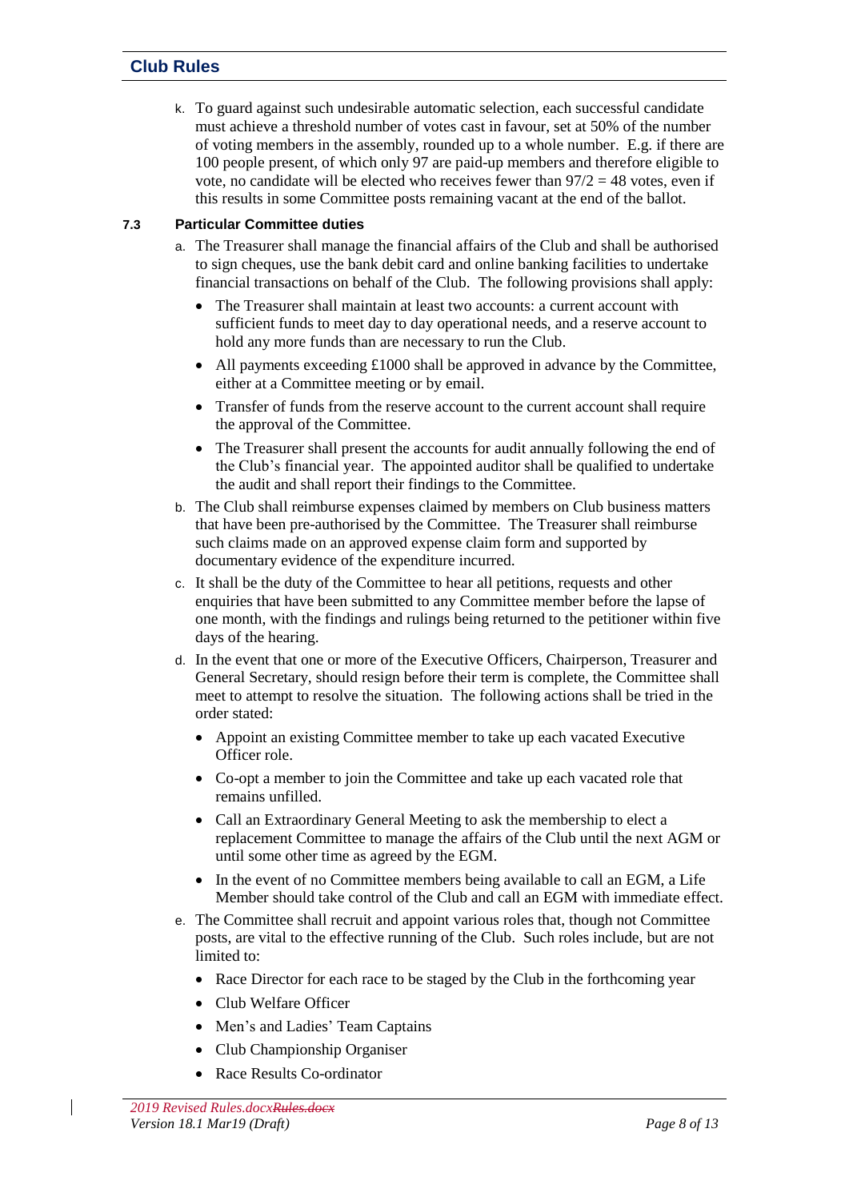k. To guard against such undesirable automatic selection, each successful candidate must achieve a threshold number of votes cast in favour, set at 50% of the number of voting members in the assembly, rounded up to a whole number. E.g. if there are 100 people present, of which only 97 are paid-up members and therefore eligible to vote, no candidate will be elected who receives fewer than 97/2 = 48 votes, even if this results in some Committee posts remaining vacant at the end of the ballot.

### 7.3 Particular Committee duties

a. The Treasurer shall manage the financial affairs of the Club and shall be authorised to sign cheques, use the bank debit card and online banking facilities to undertake financial transactions on behalf of the Club. The following provisions shall apply:

- The Treasurer shall maintain at least two accounts: a current account with sufficient funds to meet day to day operational needs, and a reserve account to hold any more funds than are necessary to run the Club.
- All payments exceeding £1000 shall be approved in advance by the Committee, either at a Committee meeting or by email.
- Transfer of funds from the reserve account to the current account shall require the approval of the Committee.
- The Treasurer shall present the accounts for audit annually following the end of the Club's financial year. The appointed auditor shall be qualified to undertake the audit and shall report their findings to the Committee.

b. The Club shall reimburse expenses claimed by members on Club business matters that have been pre-authorised by the Committee. The Treasurer shall reimburse such claims made on an approved expense claim form and supported by documentary evidence of the expenditure incurred.

c. It shall be the duty of the Committee to hear all petitions, requests and other enquiries that have been submitted to any Committee member before the lapse of one month, with the findings and rulings being returned to the petitioner within five days of the hearing.

d. In the event that one or more of the Executive Officers, Chairperson, Treasurer and General Secretary, should resign before their term is complete, the Committee shall meet to attempt to resolve the situation. The following actions shall be tried in the order stated:

- Appoint an existing Committee member to take up each vacated Executive Officer role.
- Co-opt a member to join the Committee and take up each vacated role that remains unfilled.
- Call an Extraordinary General Meeting to ask the membership to elect a replacement Committee to manage the affairs of the Club until the next AGM or until some other time as agreed by the EGM.
- In the event of no Committee members being available to call an EGM, a Life Member should take control of the Club and call an EGM with immediate effect.

e. The Committee shall recruit and appoint various roles that, though not Committee posts, are vital to the effective running of the Club. Such roles include, but are not limited to:

- Race Director for each race to be staged by the Club in the forthcoming year
- Club Welfare Officer
- Men's and Ladies' Team Captains
- Club Championship Organiser
- Race Results Co-ordinator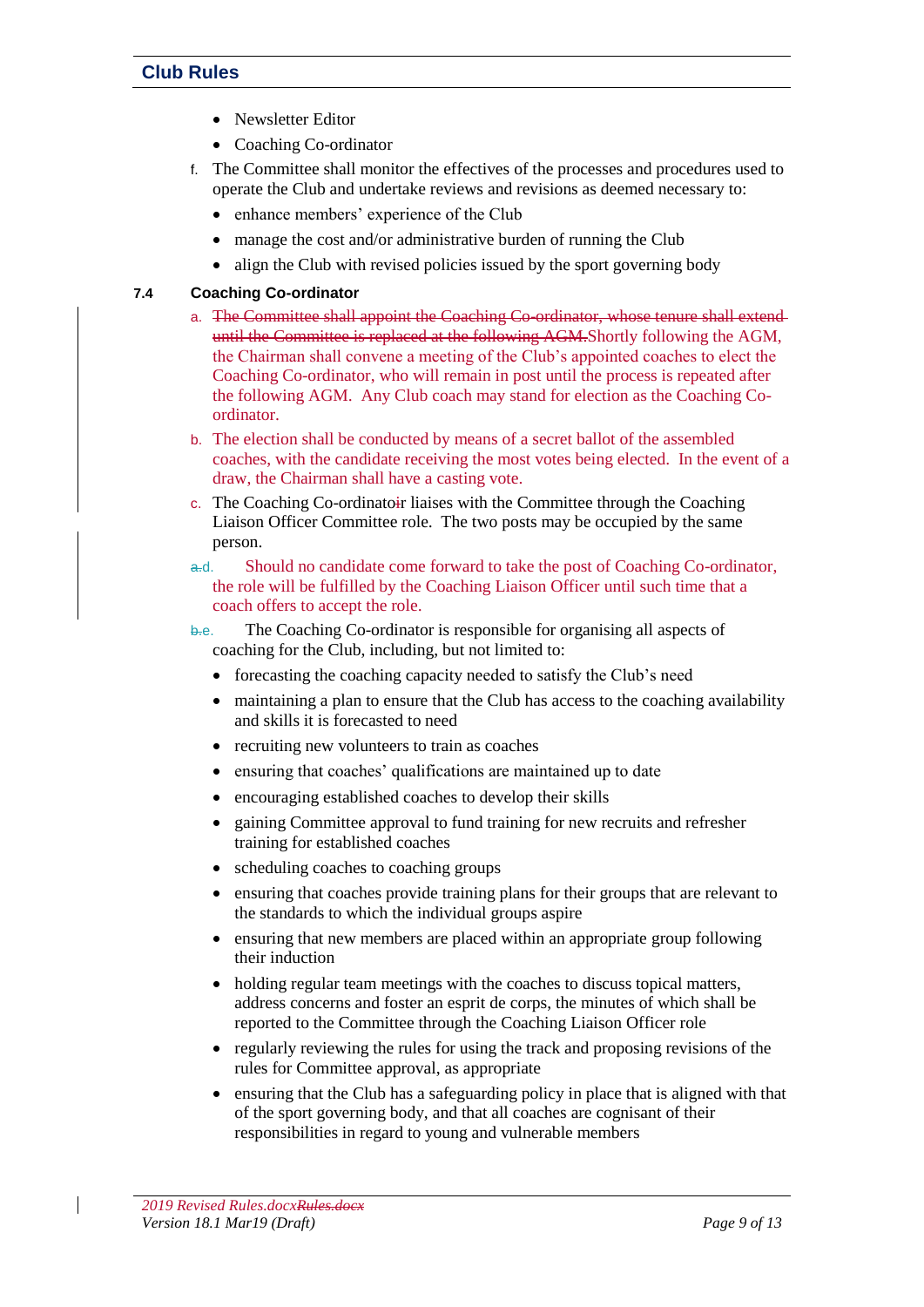- Newsletter Editor
- Coaching Co-ordinator

f. The Committee shall monitor the effectives of the processes and procedures used to operate the Club and undertake reviews and revisions as deemed necessary to:

- enhance members' experience of the Club
- manage the cost and/or administrative burden of running the Club
- align the Club with revised policies issued by the sport governing body

**7.4 Coaching Co-ordinator**

a. ~~The Committee shall appoint the Coaching Co-ordinator, whose tenure shall extend until the Committee is replaced at the following AGM.~~Shortly following the AGM, the Chairman shall convene a meeting of the Club's appointed coaches to elect the Coaching Co-ordinator, who will remain in post until the process is repeated after the following AGM. Any Club coach may stand for election as the Coaching Co-ordinator.

b. The election shall be conducted by means of a secret ballot of the assembled coaches, with the candidate receiving the most votes being elected. In the event of a draw, the Chairman shall have a casting vote.

c. The Coaching Co-ordinato~~i~~r liaises with the Committee through the Coaching Liaison Officer Committee role. The two posts may be occupied by the same person.

~~a.~~d. Should no candidate come forward to take the post of Coaching Co-ordinator, the role will be fulfilled by the Coaching Liaison Officer until such time that a coach offers to accept the role.

~~b.~~e. The Coaching Co-ordinator is responsible for organising all aspects of coaching for the Club, including, but not limited to:

- forecasting the coaching capacity needed to satisfy the Club's need
- maintaining a plan to ensure that the Club has access to the coaching availability and skills it is forecasted to need
- recruiting new volunteers to train as coaches
- ensuring that coaches' qualifications are maintained up to date
- encouraging established coaches to develop their skills
- gaining Committee approval to fund training for new recruits and refresher training for established coaches
- scheduling coaches to coaching groups
- ensuring that coaches provide training plans for their groups that are relevant to the standards to which the individual groups aspire
- ensuring that new members are placed within an appropriate group following their induction
- holding regular team meetings with the coaches to discuss topical matters, address concerns and foster an esprit de corps, the minutes of which shall be reported to the Committee through the Coaching Liaison Officer role
- regularly reviewing the rules for using the track and proposing revisions of the rules for Committee approval, as appropriate
- ensuring that the Club has a safeguarding policy in place that is aligned with that of the sport governing body, and that all coaches are cognisant of their responsibilities in regard to young and vulnerable members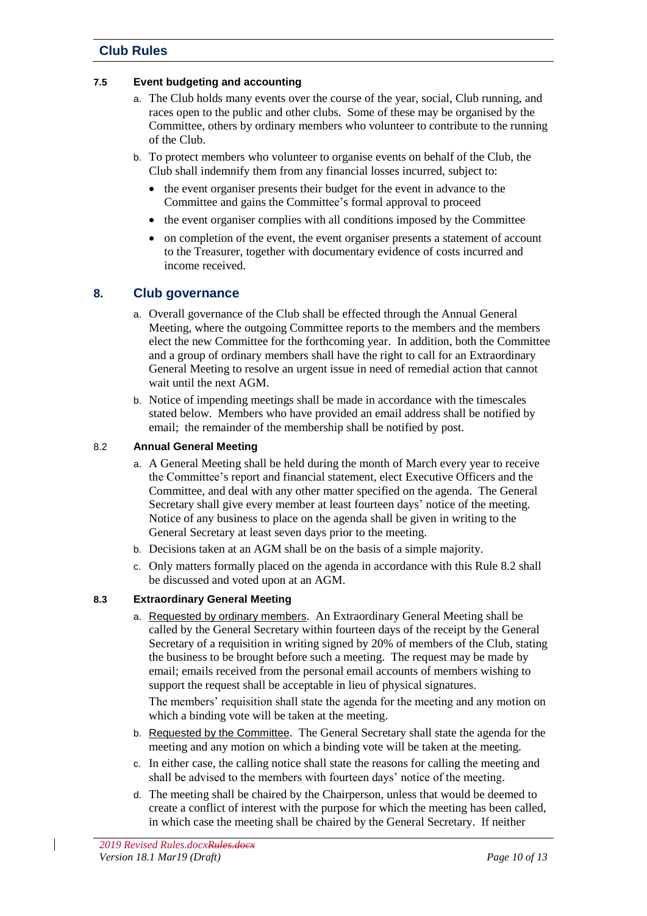#### 7.5 Event budgeting and accounting

a. The Club holds many events over the course of the year, social, Club running, and races open to the public and other clubs. Some of these may be organised by the Committee, others by ordinary members who volunteer to contribute to the running of the Club.

b. To protect members who volunteer to organise events on behalf of the Club, the Club shall indemnify them from any financial losses incurred, subject to:

- the event organiser presents their budget for the event in advance to the Committee and gains the Committee's formal approval to proceed
- the event organiser complies with all conditions imposed by the Committee
- on completion of the event, the event organiser presents a statement of account to the Treasurer, together with documentary evidence of costs incurred and income received.

## 8. Club governance

a. Overall governance of the Club shall be effected through the Annual General Meeting, where the outgoing Committee reports to the members and the members elect the new Committee for the forthcoming year. In addition, both the Committee and a group of ordinary members shall have the right to call for an Extraordinary General Meeting to resolve an urgent issue in need of remedial action that cannot wait until the next AGM.

b. Notice of impending meetings shall be made in accordance with the timescales stated below. Members who have provided an email address shall be notified by email; the remainder of the membership shall be notified by post.

#### 8.2 Annual General Meeting

a. A General Meeting shall be held during the month of March every year to receive the Committee's report and financial statement, elect Executive Officers and the Committee, and deal with any other matter specified on the agenda. The General Secretary shall give every member at least fourteen days' notice of the meeting. Notice of any business to place on the agenda shall be given in writing to the General Secretary at least seven days prior to the meeting.

b. Decisions taken at an AGM shall be on the basis of a simple majority.

c. Only matters formally placed on the agenda in accordance with this Rule 8.2 shall be discussed and voted upon at an AGM.

#### 8.3 Extraordinary General Meeting

a. Requested by ordinary members. An Extraordinary General Meeting shall be called by the General Secretary within fourteen days of the receipt by the General Secretary of a requisition in writing signed by 20% of members of the Club, stating the business to be brought before such a meeting. The request may be made by email; emails received from the personal email accounts of members wishing to support the request shall be acceptable in lieu of physical signatures.

   The members' requisition shall state the agenda for the meeting and any motion on which a binding vote will be taken at the meeting.

b. Requested by the Committee. The General Secretary shall state the agenda for the meeting and any motion on which a binding vote will be taken at the meeting.

c. In either case, the calling notice shall state the reasons for calling the meeting and shall be advised to the members with fourteen days' notice of the meeting.

d. The meeting shall be chaired by the Chairperson, unless that would be deemed to create a conflict of interest with the purpose for which the meeting has been called, in which case the meeting shall be chaired by the General Secretary. If neither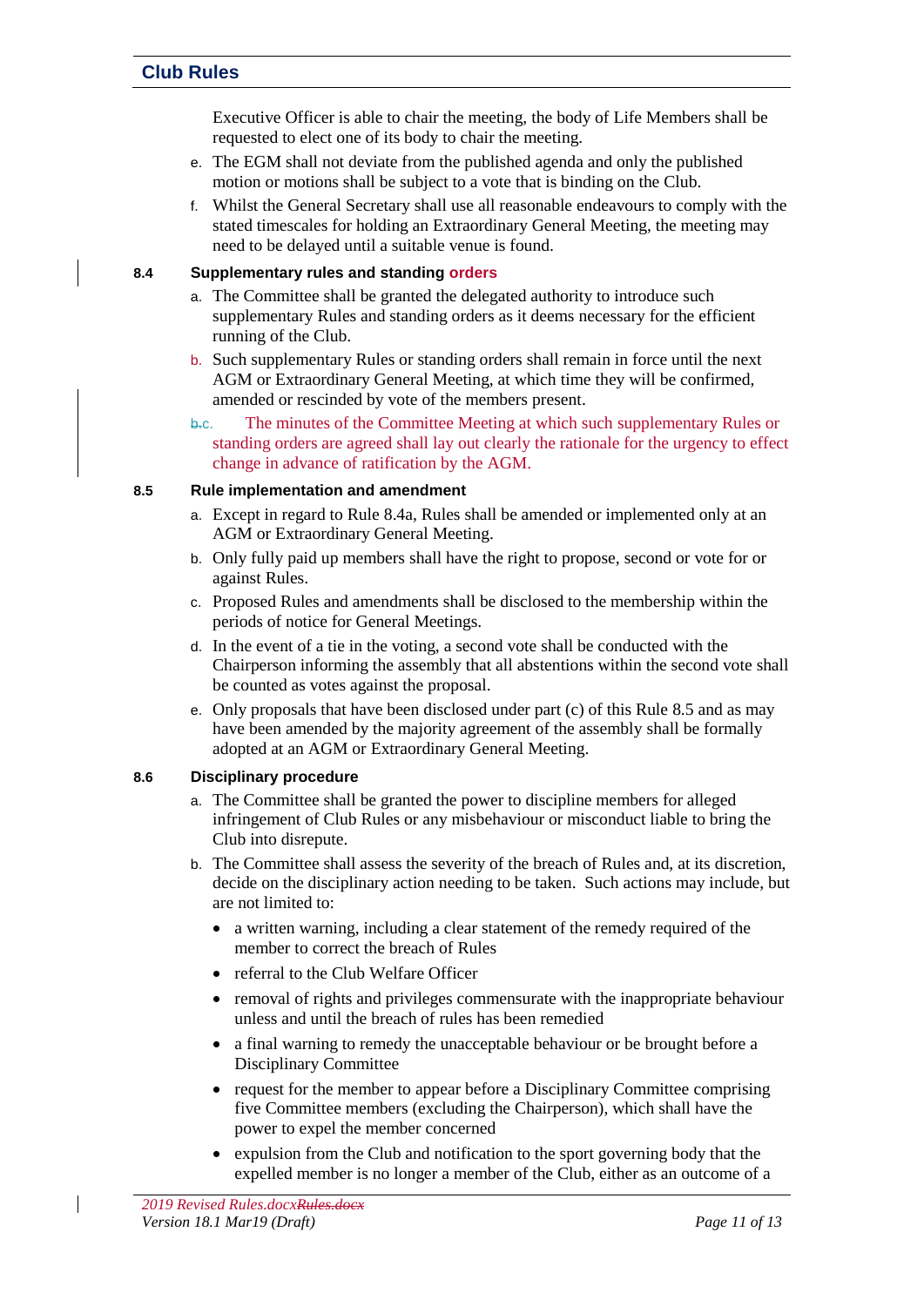Executive Officer is able to chair the meeting, the body of Life Members shall be requested to elect one of its body to chair the meeting.

e. The EGM shall not deviate from the published agenda and only the published motion or motions shall be subject to a vote that is binding on the Club.

f. Whilst the General Secretary shall use all reasonable endeavours to comply with the stated timescales for holding an Extraordinary General Meeting, the meeting may need to be delayed until a suitable venue is found.

### 8.4 Supplementary rules and standing orders

a. The Committee shall be granted the delegated authority to introduce such supplementary Rules and standing orders as it deems necessary for the efficient running of the Club.

b. Such supplementary Rules or standing orders shall remain in force until the next AGM or Extraordinary General Meeting, at which time they will be confirmed, amended or rescinded by vote of the members present.

c. The minutes of the Committee Meeting at which such supplementary Rules or standing orders are agreed shall lay out clearly the rationale for the urgency to effect change in advance of ratification by the AGM.

### 8.5 Rule implementation and amendment

a. Except in regard to Rule 8.4a, Rules shall be amended or implemented only at an AGM or Extraordinary General Meeting.

b. Only fully paid up members shall have the right to propose, second or vote for or against Rules.

c. Proposed Rules and amendments shall be disclosed to the membership within the periods of notice for General Meetings.

d. In the event of a tie in the voting, a second vote shall be conducted with the Chairperson informing the assembly that all abstentions within the second vote shall be counted as votes against the proposal.

e. Only proposals that have been disclosed under part (c) of this Rule 8.5 and as may have been amended by the majority agreement of the assembly shall be formally adopted at an AGM or Extraordinary General Meeting.

### 8.6 Disciplinary procedure

a. The Committee shall be granted the power to discipline members for alleged infringement of Club Rules or any misbehaviour or misconduct liable to bring the Club into disrepute.

b. The Committee shall assess the severity of the breach of Rules and, at its discretion, decide on the disciplinary action needing to be taken. Such actions may include, but are not limited to:

- a written warning, including a clear statement of the remedy required of the member to correct the breach of Rules
- referral to the Club Welfare Officer
- removal of rights and privileges commensurate with the inappropriate behaviour unless and until the breach of rules has been remedied
- a final warning to remedy the unacceptable behaviour or be brought before a Disciplinary Committee
- request for the member to appear before a Disciplinary Committee comprising five Committee members (excluding the Chairperson), which shall have the power to expel the member concerned
- expulsion from the Club and notification to the sport governing body that the expelled member is no longer a member of the Club, either as an outcome of a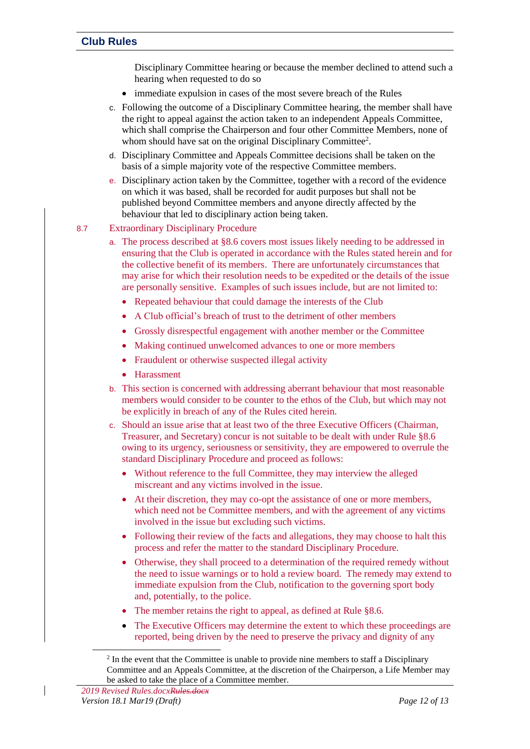Disciplinary Committee hearing or because the member declined to attend such a hearing when requested to do so

- immediate expulsion in cases of the most severe breach of the Rules

c. Following the outcome of a Disciplinary Committee hearing, the member shall have the right to appeal against the action taken to an independent Appeals Committee, which shall comprise the Chairperson and four other Committee Members, none of whom should have sat on the original Disciplinary Committee[2].

d. Disciplinary Committee and Appeals Committee decisions shall be taken on the basis of a simple majority vote of the respective Committee members.

e. Disciplinary action taken by the Committee, together with a record of the evidence on which it was based, shall be recorded for audit purposes but shall not be published beyond Committee members and anyone directly affected by the behaviour that led to disciplinary action being taken.

8.7 Extraordinary Disciplinary Procedure

a. The process described at §8.6 covers most issues likely needing to be addressed in ensuring that the Club is operated in accordance with the Rules stated herein and for the collective benefit of its members. There are unfortunately circumstances that may arise for which their resolution needs to be expedited or the details of the issue are personally sensitive. Examples of such issues include, but are not limited to:

- Repeated behaviour that could damage the interests of the Club
- A Club official's breach of trust to the detriment of other members
- Grossly disrespectful engagement with another member or the Committee
- Making continued unwelcomed advances to one or more members
- Fraudulent or otherwise suspected illegal activity
- Harassment

b. This section is concerned with addressing aberrant behaviour that most reasonable members would consider to be counter to the ethos of the Club, but which may not be explicitly in breach of any of the Rules cited herein.

c. Should an issue arise that at least two of the three Executive Officers (Chairman, Treasurer, and Secretary) concur is not suitable to be dealt with under Rule §8.6 owing to its urgency, seriousness or sensitivity, they are empowered to overrule the standard Disciplinary Procedure and proceed as follows:

- Without reference to the full Committee, they may interview the alleged miscreant and any victims involved in the issue.
- At their discretion, they may co-opt the assistance of one or more members, which need not be Committee members, and with the agreement of any victims involved in the issue but excluding such victims.
- Following their review of the facts and allegations, they may choose to halt this process and refer the matter to the standard Disciplinary Procedure.
- Otherwise, they shall proceed to a determination of the required remedy without the need to issue warnings or to hold a review board. The remedy may extend to immediate expulsion from the Club, notification to the governing sport body and, potentially, to the police.
- The member retains the right to appeal, as defined at Rule §8.6.
- The Executive Officers may determine the extent to which these proceedings are reported, being driven by the need to preserve the privacy and dignity of any

---

[2] In the event that the Committee is unable to provide nine members to staff a Disciplinary Committee and an Appeals Committee, at the discretion of the Chairperson, a Life Member may be asked to take the place of a Committee member.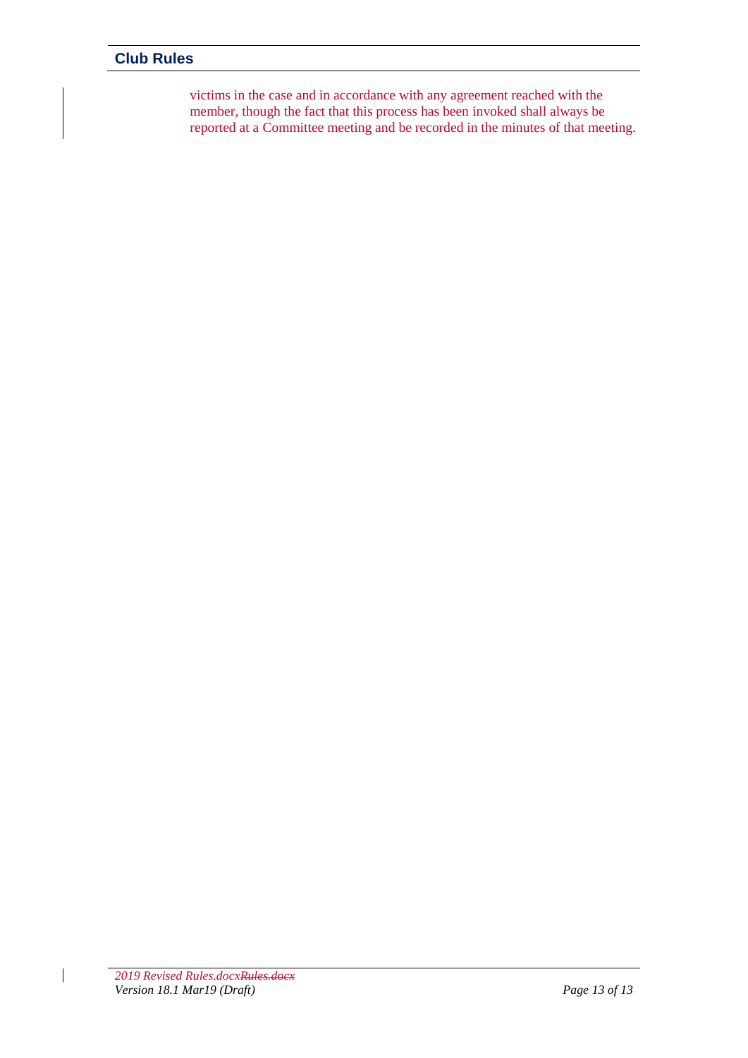victims in the case and in accordance with any agreement reached with the member, though the fact that this process has been invoked shall always be reported at a Committee meeting and be recorded in the minutes of that meeting.